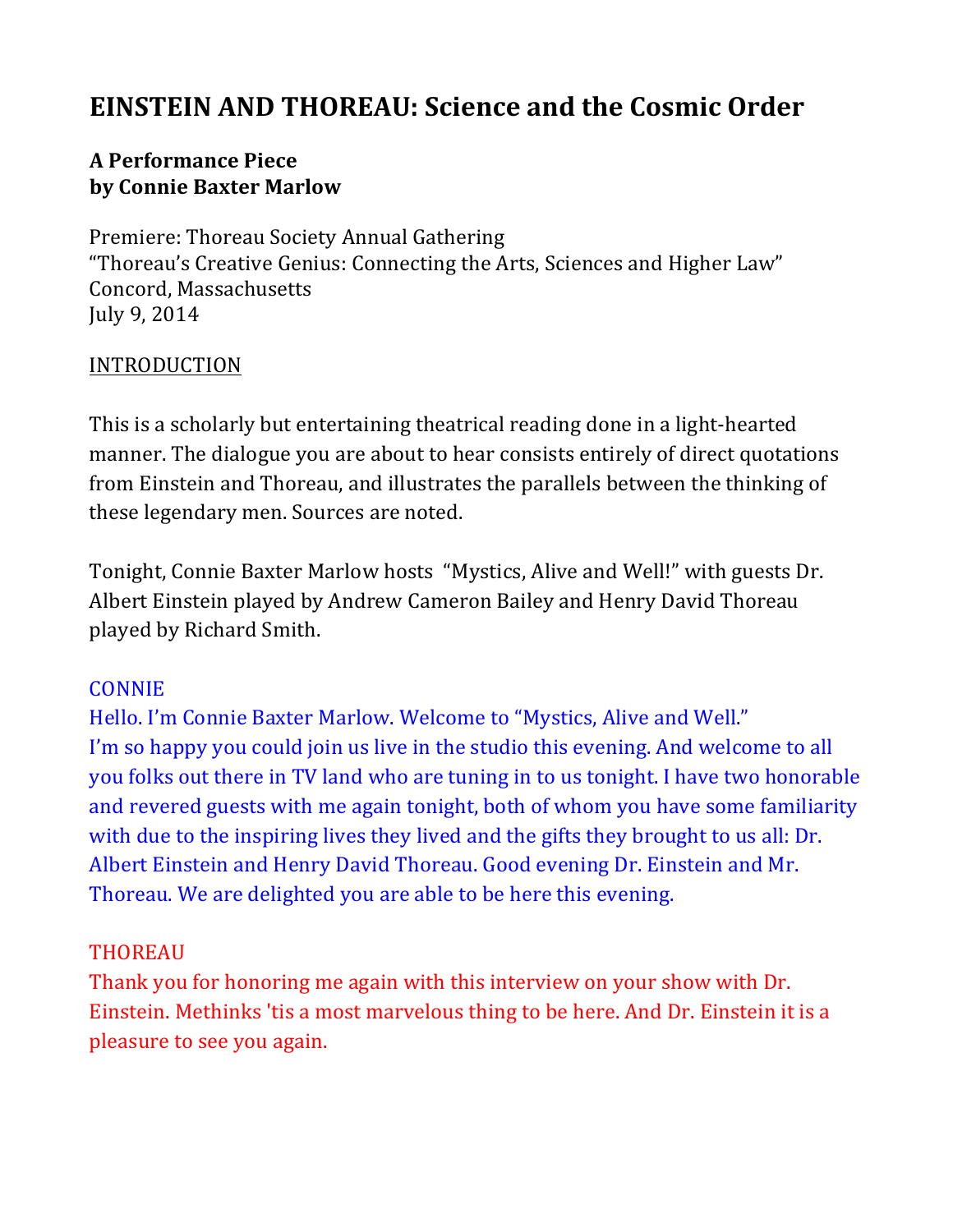# EINSTEIN AND THOREAU: Science and the Cosmic Order

**A Performance Piece**
**by Connie Baxter Marlow**

Premiere: Thoreau Society Annual Gathering
"Thoreau's Creative Genius: Connecting the Arts, Sciences and Higher Law"
Concord, Massachusetts
July 9, 2014

<u>INTRODUCTION</u>

This is a scholarly but entertaining theatrical reading done in a light-hearted manner. The dialogue you are about to hear consists entirely of direct quotations from Einstein and Thoreau, and illustrates the parallels between the thinking of these legendary men. Sources are noted.

Tonight, Connie Baxter Marlow hosts "Mystics, Alive and Well!" with guests Dr. Albert Einstein played by Andrew Cameron Bailey and Henry David Thoreau played by Richard Smith.

CONNIE
Hello. I'm Connie Baxter Marlow. Welcome to "Mystics, Alive and Well."
I'm so happy you could join us live in the studio this evening. And welcome to all you folks out there in TV land who are tuning in to us tonight. I have two honorable and revered guests with me again tonight, both of whom you have some familiarity with due to the inspiring lives they lived and the gifts they brought to us all: Dr. Albert Einstein and Henry David Thoreau. Good evening Dr. Einstein and Mr. Thoreau. We are delighted you are able to be here this evening.

THOREAU
Thank you for honoring me again with this interview on your show with Dr. Einstein. Methinks 'tis a most marvelous thing to be here. And Dr. Einstein it is a pleasure to see you again.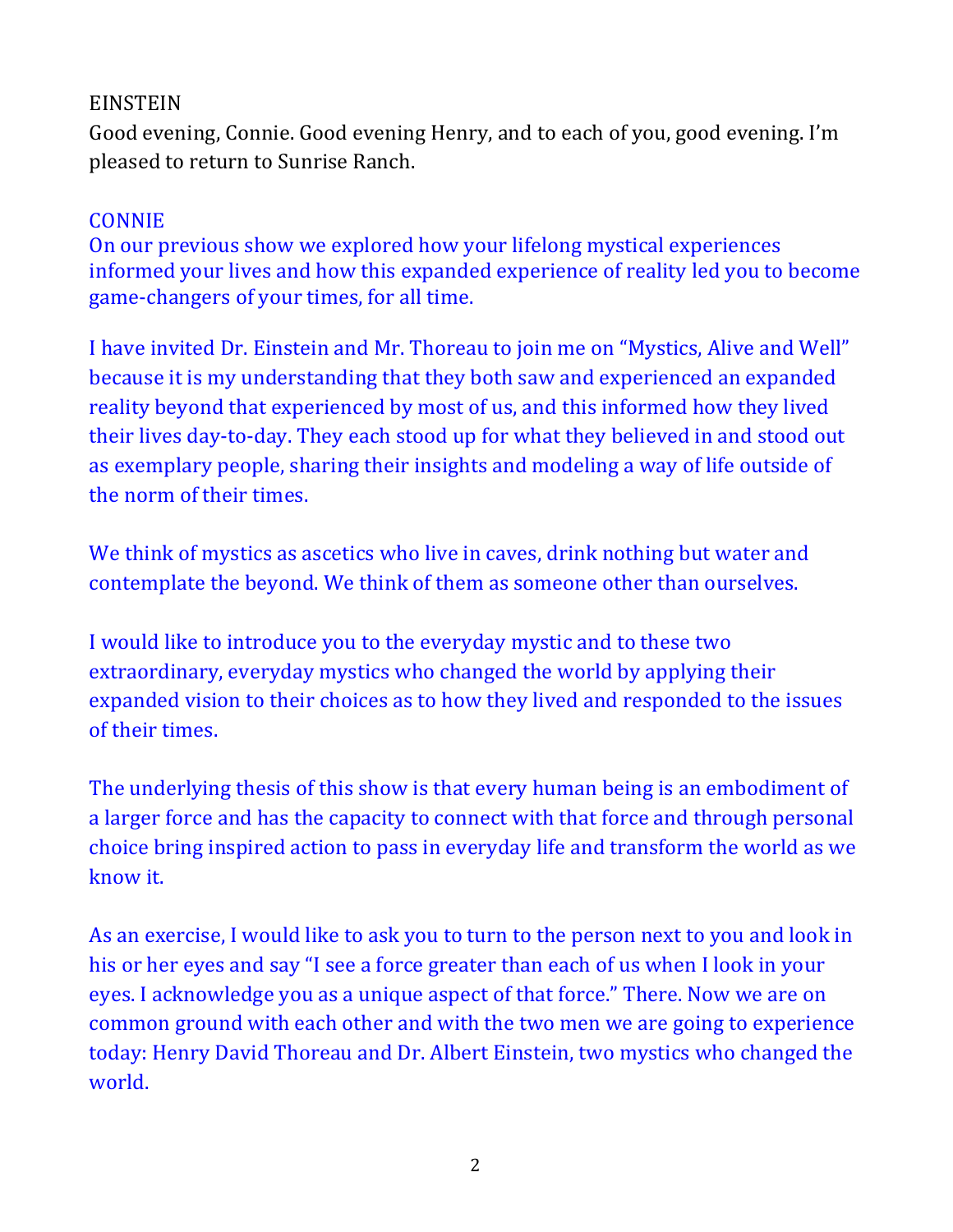EINSTEIN

Good evening, Connie. Good evening Henry, and to each of you, good evening. I'm pleased to return to Sunrise Ranch.

CONNIE

On our previous show we explored how your lifelong mystical experiences informed your lives and how this expanded experience of reality led you to become game-changers of your times, for all time.

I have invited Dr. Einstein and Mr. Thoreau to join me on "Mystics, Alive and Well" because it is my understanding that they both saw and experienced an expanded reality beyond that experienced by most of us, and this informed how they lived their lives day-to-day. They each stood up for what they believed in and stood out as exemplary people, sharing their insights and modeling a way of life outside of the norm of their times.

We think of mystics as ascetics who live in caves, drink nothing but water and contemplate the beyond. We think of them as someone other than ourselves.

I would like to introduce you to the everyday mystic and to these two extraordinary, everyday mystics who changed the world by applying their expanded vision to their choices as to how they lived and responded to the issues of their times.

The underlying thesis of this show is that every human being is an embodiment of a larger force and has the capacity to connect with that force and through personal choice bring inspired action to pass in everyday life and transform the world as we know it.

As an exercise, I would like to ask you to turn to the person next to you and look in his or her eyes and say "I see a force greater than each of us when I look in your eyes. I acknowledge you as a unique aspect of that force." There. Now we are on common ground with each other and with the two men we are going to experience today: Henry David Thoreau and Dr. Albert Einstein, two mystics who changed the world.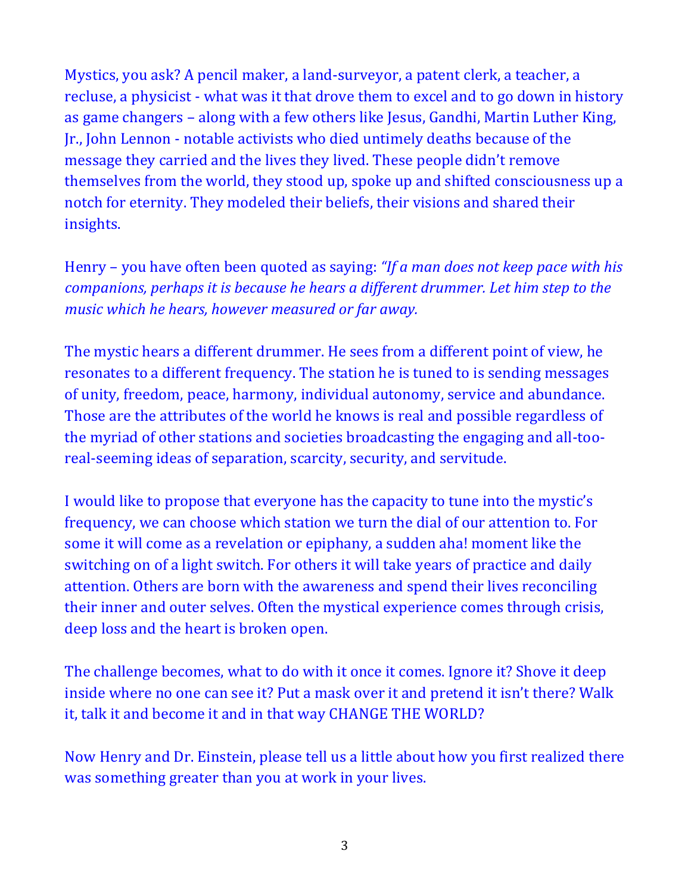Mystics, you ask? A pencil maker, a land-surveyor, a patent clerk, a teacher, a recluse, a physicist - what was it that drove them to excel and to go down in history as game changers – along with a few others like Jesus, Gandhi, Martin Luther King, Jr., John Lennon - notable activists who died untimely deaths because of the message they carried and the lives they lived. These people didn't remove themselves from the world, they stood up, spoke up and shifted consciousness up a notch for eternity. They modeled their beliefs, their visions and shared their insights.

Henry – you have often been quoted as saying: *"If a man does not keep pace with his companions, perhaps it is because he hears a different drummer. Let him step to the music which he hears, however measured or far away.*

The mystic hears a different drummer. He sees from a different point of view, he resonates to a different frequency. The station he is tuned to is sending messages of unity, freedom, peace, harmony, individual autonomy, service and abundance. Those are the attributes of the world he knows is real and possible regardless of the myriad of other stations and societies broadcasting the engaging and all-too-real-seeming ideas of separation, scarcity, security, and servitude.

I would like to propose that everyone has the capacity to tune into the mystic's frequency, we can choose which station we turn the dial of our attention to. For some it will come as a revelation or epiphany, a sudden aha! moment like the switching on of a light switch. For others it will take years of practice and daily attention. Others are born with the awareness and spend their lives reconciling their inner and outer selves. Often the mystical experience comes through crisis, deep loss and the heart is broken open.

The challenge becomes, what to do with it once it comes. Ignore it? Shove it deep inside where no one can see it? Put a mask over it and pretend it isn't there? Walk it, talk it and become it and in that way CHANGE THE WORLD?

Now Henry and Dr. Einstein, please tell us a little about how you first realized there was something greater than you at work in your lives.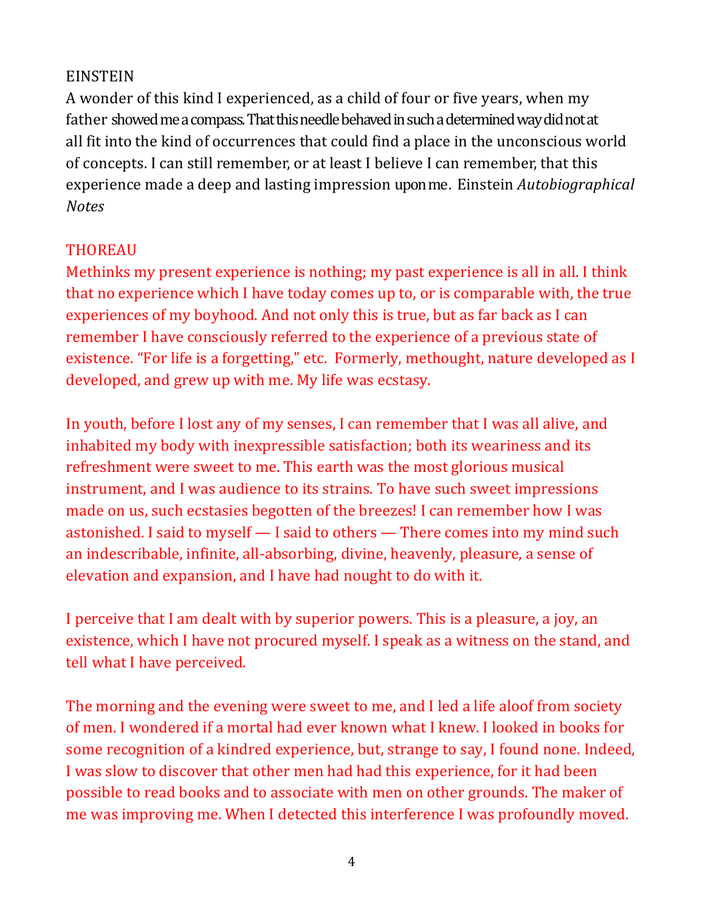EINSTEIN

A wonder of this kind I experienced, as a child of four or five years, when my father showed me a compass. That this needle behaved in such a determined way did not at all fit into the kind of occurrences that could find a place in the unconscious world of concepts. I can still remember, or at least I believe I can remember, that this experience made a deep and lasting impression upon me. Einstein *Autobiographical Notes*

THOREAU

Methinks my present experience is nothing; my past experience is all in all. I think that no experience which I have today comes up to, or is comparable with, the true experiences of my boyhood. And not only this is true, but as far back as I can remember I have consciously referred to the experience of a previous state of existence. "For life is a forgetting," etc. Formerly, methought, nature developed as I developed, and grew up with me. My life was ecstasy.

In youth, before I lost any of my senses, I can remember that I was all alive, and inhabited my body with inexpressible satisfaction; both its weariness and its refreshment were sweet to me. This earth was the most glorious musical instrument, and I was audience to its strains. To have such sweet impressions made on us, such ecstasies begotten of the breezes! I can remember how I was astonished. I said to myself — I said to others — There comes into my mind such an indescribable, infinite, all-absorbing, divine, heavenly, pleasure, a sense of elevation and expansion, and I have had nought to do with it.

I perceive that I am dealt with by superior powers. This is a pleasure, a joy, an existence, which I have not procured myself. I speak as a witness on the stand, and tell what I have perceived.

The morning and the evening were sweet to me, and I led a life aloof from society of men. I wondered if a mortal had ever known what I knew. I looked in books for some recognition of a kindred experience, but, strange to say, I found none. Indeed, I was slow to discover that other men had had this experience, for it had been possible to read books and to associate with men on other grounds. The maker of me was improving me. When I detected this interference I was profoundly moved.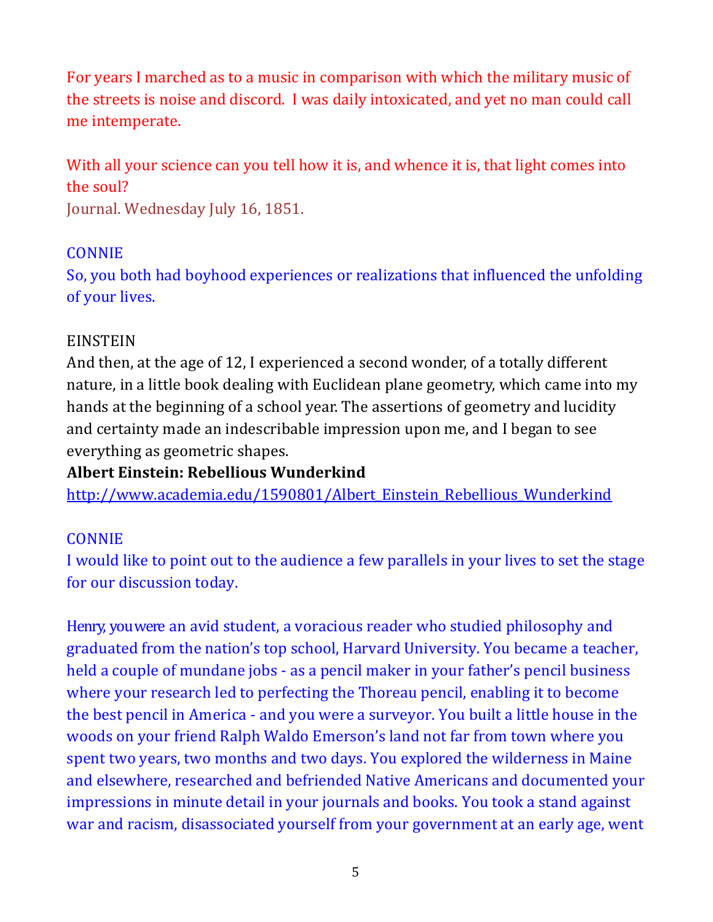For years I marched as to a music in comparison with which the military music of the streets is noise and discord. I was daily intoxicated, and yet no man could call me intemperate.

With all your science can you tell how it is, and whence it is, that light comes into the soul?
Journal. Wednesday July 16, 1851.

CONNIE
So, you both had boyhood experiences or realizations that influenced the unfolding of your lives.

EINSTEIN
And then, at the age of 12, I experienced a second wonder, of a totally different nature, in a little book dealing with Euclidean plane geometry, which came into my hands at the beginning of a school year. The assertions of geometry and lucidity and certainty made an indescribable impression upon me, and I began to see everything as geometric shapes.
**Albert Einstein: Rebellious Wunderkind**
http://www.academia.edu/1590801/Albert_Einstein_Rebellious_Wunderkind

CONNIE
I would like to point out to the audience a few parallels in your lives to set the stage for our discussion today.

Henry, you were an avid student, a voracious reader who studied philosophy and graduated from the nation's top school, Harvard University. You became a teacher, held a couple of mundane jobs - as a pencil maker in your father's pencil business where your research led to perfecting the Thoreau pencil, enabling it to become the best pencil in America - and you were a surveyor. You built a little house in the woods on your friend Ralph Waldo Emerson's land not far from town where you spent two years, two months and two days. You explored the wilderness in Maine and elsewhere, researched and befriended Native Americans and documented your impressions in minute detail in your journals and books. You took a stand against war and racism, disassociated yourself from your government at an early age, went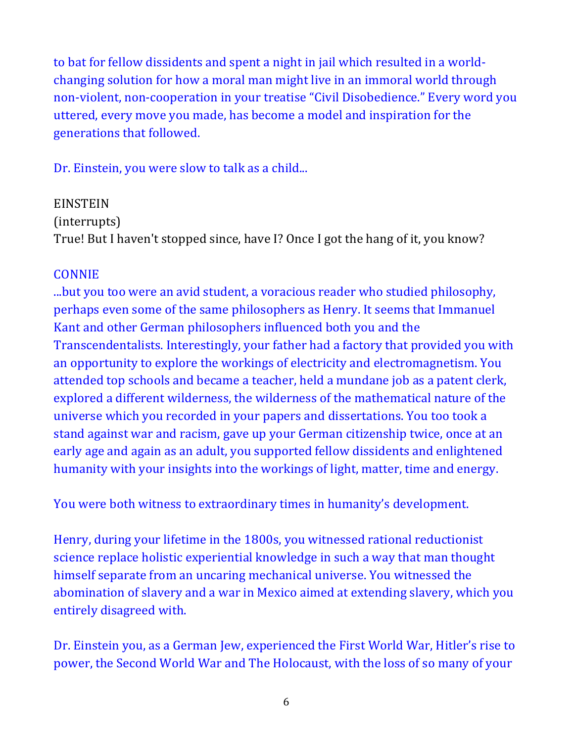to bat for fellow dissidents and spent a night in jail which resulted in a world-changing solution for how a moral man might live in an immoral world through non-violent, non-cooperation in your treatise “Civil Disobedience.” Every word you uttered, every move you made, has become a model and inspiration for the generations that followed.

Dr. Einstein, you were slow to talk as a child...

EINSTEIN
(interrupts)
True! But I haven't stopped since, have I? Once I got the hang of it, you know?

CONNIE
...but you too were an avid student, a voracious reader who studied philosophy, perhaps even some of the same philosophers as Henry. It seems that Immanuel Kant and other German philosophers influenced both you and the Transcendentalists. Interestingly, your father had a factory that provided you with an opportunity to explore the workings of electricity and electromagnetism. You attended top schools and became a teacher, held a mundane job as a patent clerk, explored a different wilderness, the wilderness of the mathematical nature of the universe which you recorded in your papers and dissertations. You too took a stand against war and racism, gave up your German citizenship twice, once at an early age and again as an adult, you supported fellow dissidents and enlightened humanity with your insights into the workings of light, matter, time and energy.

You were both witness to extraordinary times in humanity’s development.

Henry, during your lifetime in the 1800s, you witnessed rational reductionist science replace holistic experiential knowledge in such a way that man thought himself separate from an uncaring mechanical universe. You witnessed the abomination of slavery and a war in Mexico aimed at extending slavery, which you entirely disagreed with.

Dr. Einstein you, as a German Jew, experienced the First World War, Hitler’s rise to power, the Second World War and The Holocaust, with the loss of so many of your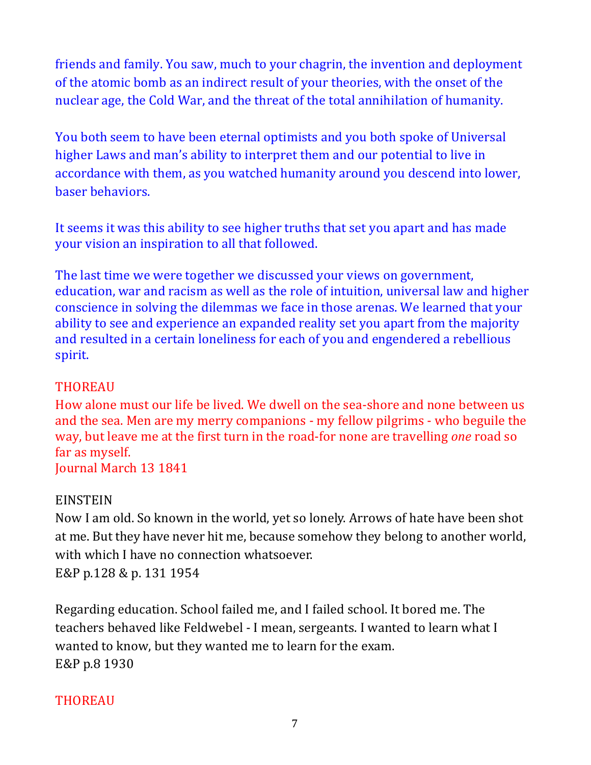friends and family. You saw, much to your chagrin, the invention and deployment of the atomic bomb as an indirect result of your theories, with the onset of the nuclear age, the Cold War, and the threat of the total annihilation of humanity.

You both seem to have been eternal optimists and you both spoke of Universal higher Laws and man's ability to interpret them and our potential to live in accordance with them, as you watched humanity around you descend into lower, baser behaviors.

It seems it was this ability to see higher truths that set you apart and has made your vision an inspiration to all that followed.

The last time we were together we discussed your views on government, education, war and racism as well as the role of intuition, universal law and higher conscience in solving the dilemmas we face in those arenas. We learned that your ability to see and experience an expanded reality set you apart from the majority and resulted in a certain loneliness for each of you and engendered a rebellious spirit.

THOREAU
How alone must our life be lived. We dwell on the sea-shore and none between us and the sea. Men are my merry companions - my fellow pilgrims - who beguile the way, but leave me at the first turn in the road-for none are travelling *one* road so far as myself.
Journal March 13 1841

EINSTEIN
Now I am old. So known in the world, yet so lonely. Arrows of hate have been shot at me. But they have never hit me, because somehow they belong to another world, with which I have no connection whatsoever.
E&P p.128 & p. 131 1954

Regarding education. School failed me, and I failed school. It bored me. The teachers behaved like Feldwebel - I mean, sergeants. I wanted to learn what I wanted to know, but they wanted me to learn for the exam.
E&P p.8 1930

THOREAU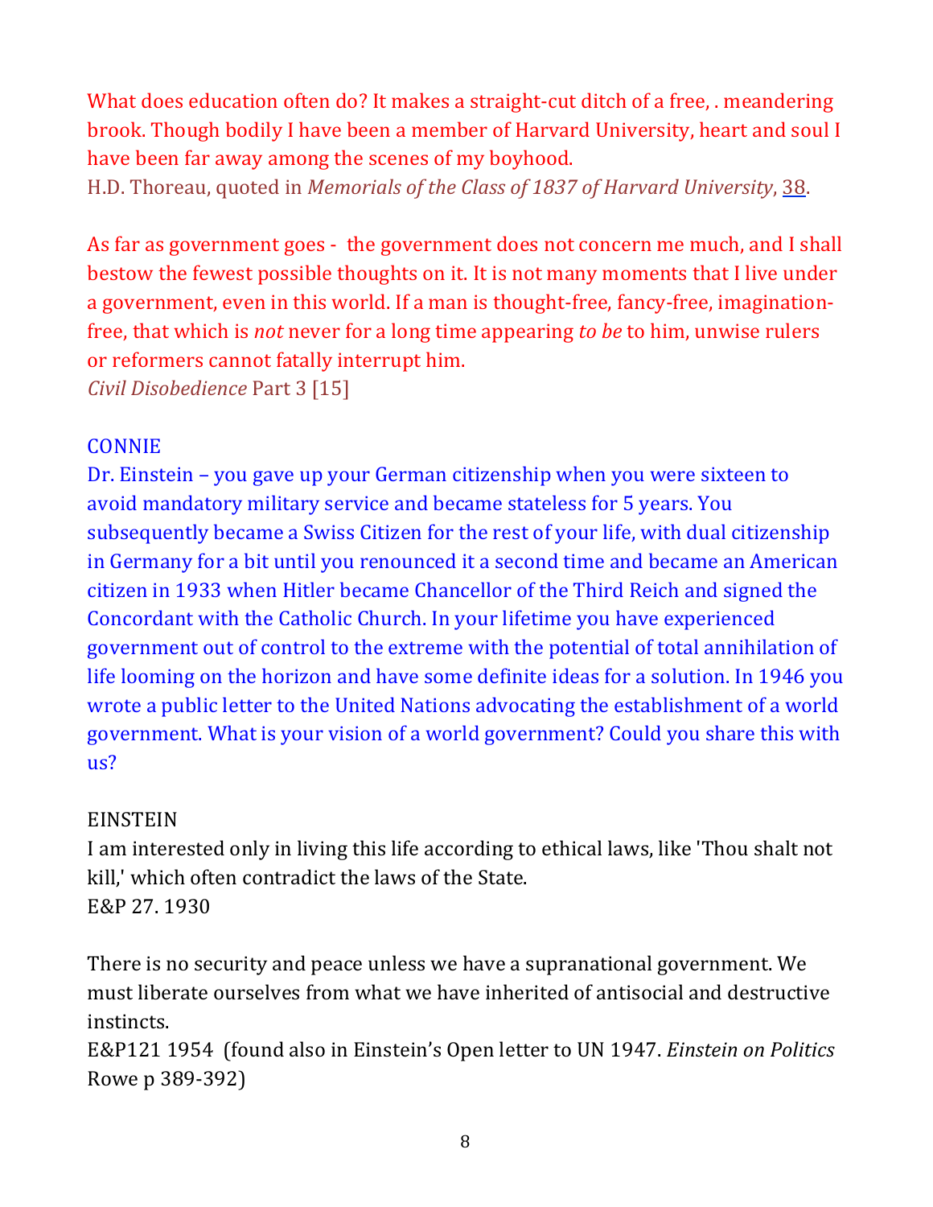What does education often do? It makes a straight-cut ditch of a free, . meandering brook. Though bodily I have been a member of Harvard University, heart and soul I have been far away among the scenes of my boyhood.
H.D. Thoreau, quoted in *Memorials of the Class of 1837 of Harvard University*, 38.

As far as government goes - the government does not concern me much, and I shall bestow the fewest possible thoughts on it. It is not many moments that I live under a government, even in this world. If a man is thought-free, fancy-free, imagination-free, that which is *not* never for a long time appearing *to be* to him, unwise rulers or reformers cannot fatally interrupt him.
*Civil Disobedience* Part 3 [15]

CONNIE
Dr. Einstein – you gave up your German citizenship when you were sixteen to avoid mandatory military service and became stateless for 5 years. You subsequently became a Swiss Citizen for the rest of your life, with dual citizenship in Germany for a bit until you renounced it a second time and became an American citizen in 1933 when Hitler became Chancellor of the Third Reich and signed the Concordant with the Catholic Church. In your lifetime you have experienced government out of control to the extreme with the potential of total annihilation of life looming on the horizon and have some definite ideas for a solution. In 1946 you wrote a public letter to the United Nations advocating the establishment of a world government. What is your vision of a world government? Could you share this with us?

EINSTEIN
I am interested only in living this life according to ethical laws, like 'Thou shalt not kill,' which often contradict the laws of the State.
E&P 27. 1930

There is no security and peace unless we have a supranational government. We must liberate ourselves from what we have inherited of antisocial and destructive instincts.
E&P121 1954 (found also in Einstein's Open letter to UN 1947. *Einstein on Politics* Rowe p 389-392)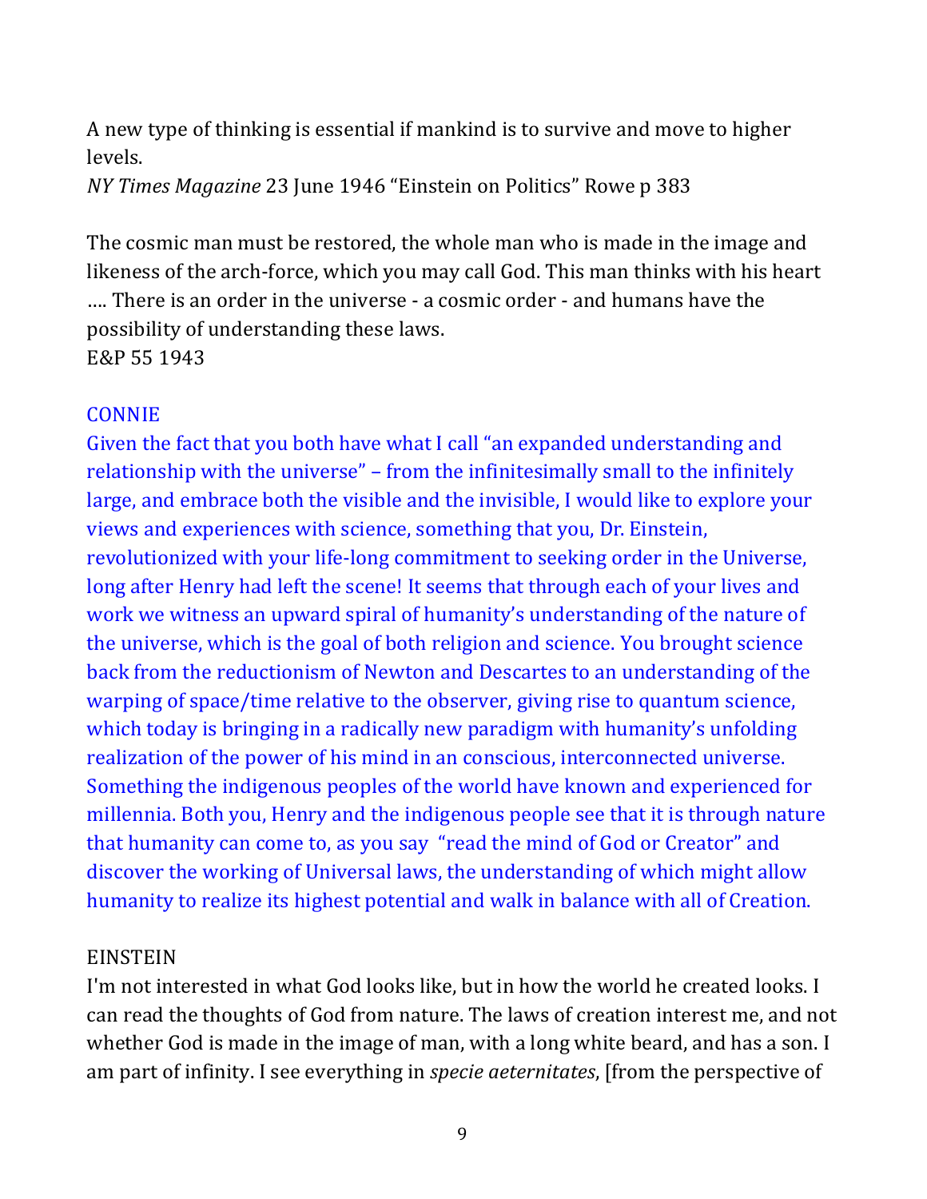A new type of thinking is essential if mankind is to survive and move to higher levels.
*NY Times Magazine* 23 June 1946 "Einstein on Politics" Rowe p 383

The cosmic man must be restored, the whole man who is made in the image and likeness of the arch-force, which you may call God. This man thinks with his heart …. There is an order in the universe - a cosmic order - and humans have the possibility of understanding these laws.
E&P 55 1943

CONNIE
Given the fact that you both have what I call "an expanded understanding and relationship with the universe" – from the infinitesimally small to the infinitely large, and embrace both the visible and the invisible, I would like to explore your views and experiences with science, something that you, Dr. Einstein, revolutionized with your life-long commitment to seeking order in the Universe, long after Henry had left the scene! It seems that through each of your lives and work we witness an upward spiral of humanity's understanding of the nature of the universe, which is the goal of both religion and science. You brought science back from the reductionism of Newton and Descartes to an understanding of the warping of space/time relative to the observer, giving rise to quantum science, which today is bringing in a radically new paradigm with humanity's unfolding realization of the power of his mind in an conscious, interconnected universe. Something the indigenous peoples of the world have known and experienced for millennia. Both you, Henry and the indigenous people see that it is through nature that humanity can come to, as you say "read the mind of God or Creator" and discover the working of Universal laws, the understanding of which might allow humanity to realize its highest potential and walk in balance with all of Creation.

EINSTEIN
I'm not interested in what God looks like, but in how the world he created looks. I can read the thoughts of God from nature. The laws of creation interest me, and not whether God is made in the image of man, with a long white beard, and has a son. I am part of infinity. I see everything in *specie aeternitates*, [from the perspective of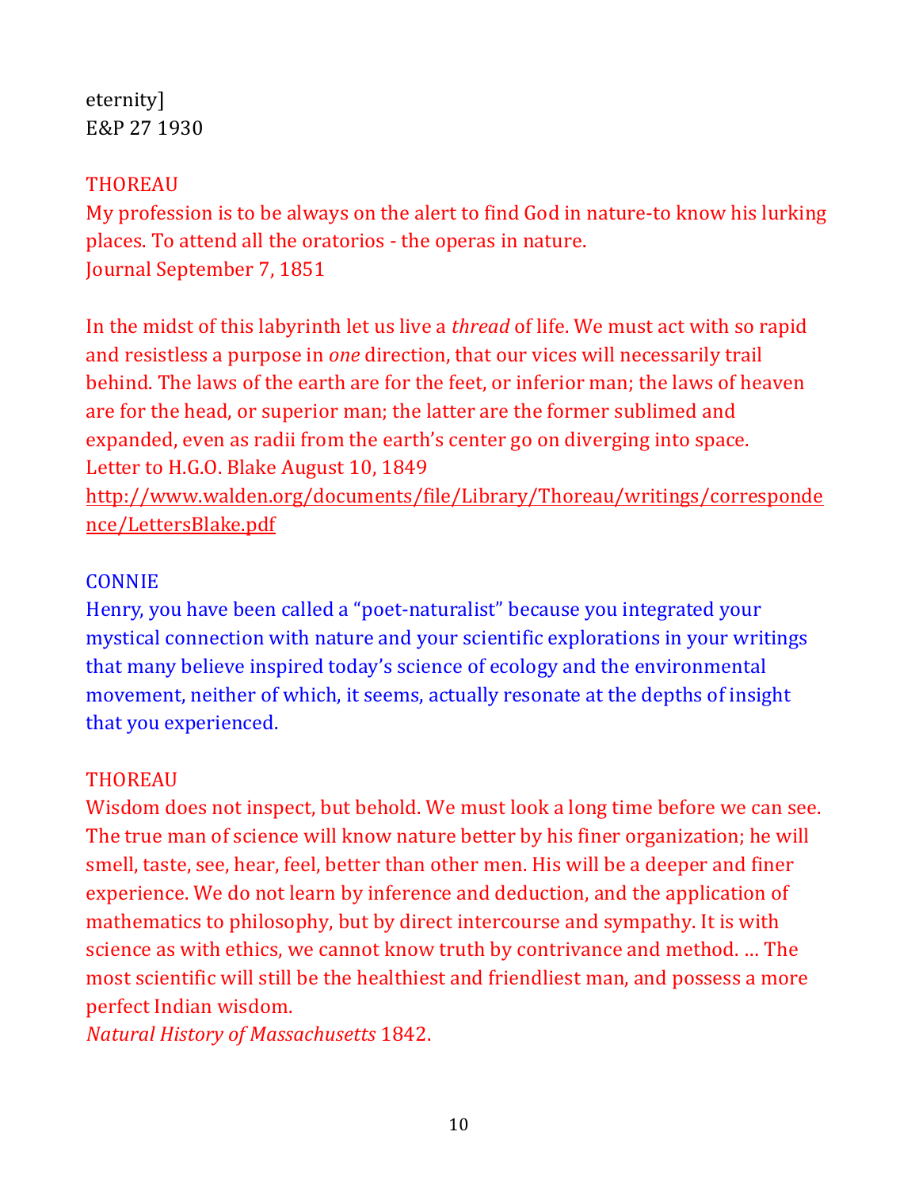eternity]
E&P 27 1930

THOREAU
My profession is to be always on the alert to find God in nature-to know his lurking places. To attend all the oratorios - the operas in nature.
Journal September 7, 1851

In the midst of this labyrinth let us live a *thread* of life. We must act with so rapid and resistless a purpose in *one* direction, that our vices will necessarily trail behind. The laws of the earth are for the feet, or inferior man; the laws of heaven are for the head, or superior man; the latter are the former sublimed and expanded, even as radii from the earth's center go on diverging into space.
Letter to H.G.O. Blake August 10, 1849
http://www.walden.org/documents/file/Library/Thoreau/writings/correspondence/LettersBlake.pdf

CONNIE
Henry, you have been called a "poet-naturalist" because you integrated your mystical connection with nature and your scientific explorations in your writings that many believe inspired today's science of ecology and the environmental movement, neither of which, it seems, actually resonate at the depths of insight that you experienced.

THOREAU
Wisdom does not inspect, but behold. We must look a long time before we can see. The true man of science will know nature better by his finer organization; he will smell, taste, see, hear, feel, better than other men. His will be a deeper and finer experience. We do not learn by inference and deduction, and the application of mathematics to philosophy, but by direct intercourse and sympathy. It is with science as with ethics, we cannot know truth by contrivance and method. … The most scientific will still be the healthiest and friendliest man, and possess a more perfect Indian wisdom.
*Natural History of Massachusetts* 1842.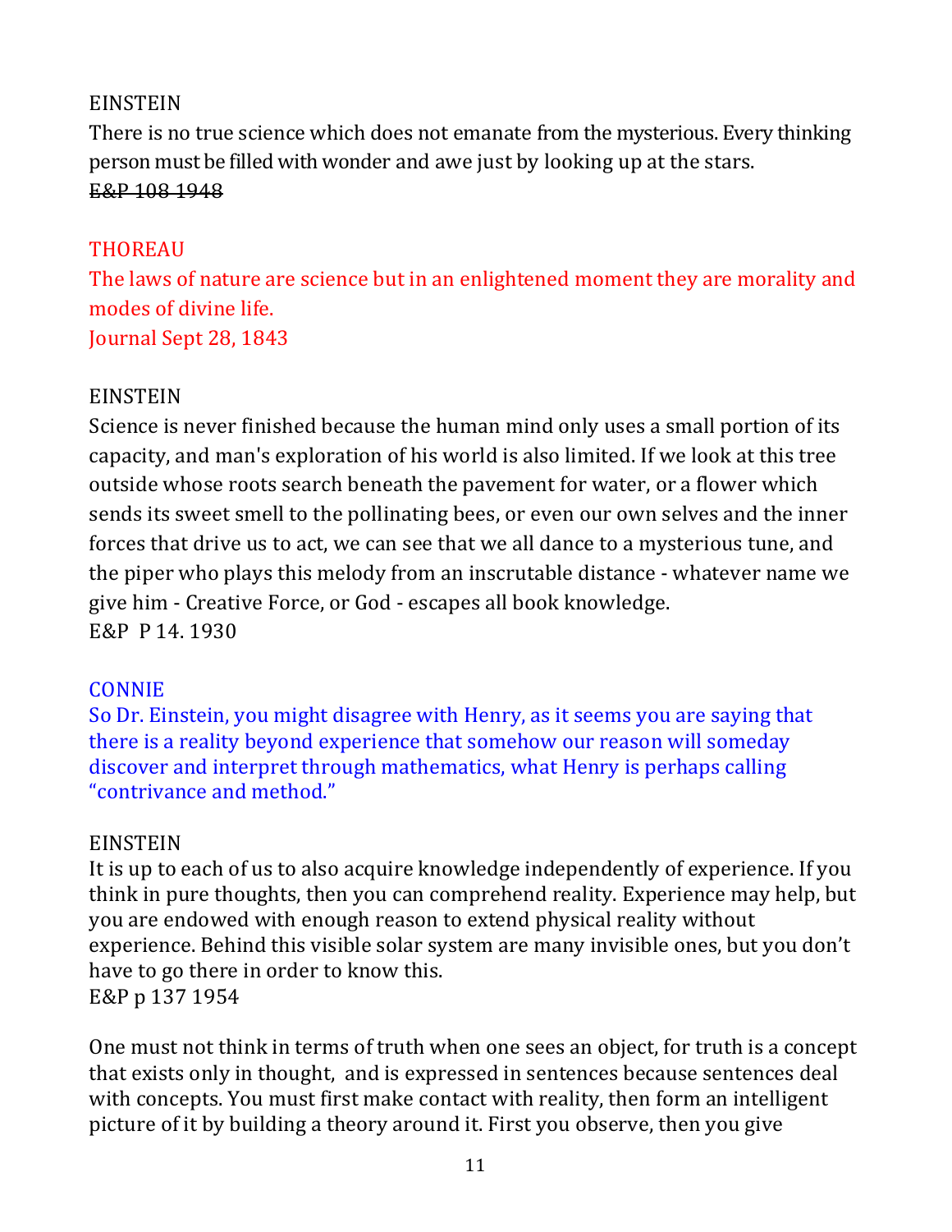EINSTEIN
There is no true science which does not emanate from the mysterious. Every thinking person must be filled with wonder and awe just by looking up at the stars.
~~E&P 108 1948~~

THOREAU
The laws of nature are science but in an enlightened moment they are morality and modes of divine life.
Journal Sept 28, 1843

EINSTEIN
Science is never finished because the human mind only uses a small portion of its capacity, and man's exploration of his world is also limited. If we look at this tree outside whose roots search beneath the pavement for water, or a flower which sends its sweet smell to the pollinating bees, or even our own selves and the inner forces that drive us to act, we can see that we all dance to a mysterious tune, and the piper who plays this melody from an inscrutable distance - whatever name we give him - Creative Force, or God - escapes all book knowledge.
E&P P 14. 1930

CONNIE
So Dr. Einstein, you might disagree with Henry, as it seems you are saying that there is a reality beyond experience that somehow our reason will someday discover and interpret through mathematics, what Henry is perhaps calling "contrivance and method."

EINSTEIN
It is up to each of us to also acquire knowledge independently of experience. If you think in pure thoughts, then you can comprehend reality. Experience may help, but you are endowed with enough reason to extend physical reality without experience. Behind this visible solar system are many invisible ones, but you don't have to go there in order to know this.
E&P p 137 1954

One must not think in terms of truth when one sees an object, for truth is a concept that exists only in thought, and is expressed in sentences because sentences deal with concepts. You must first make contact with reality, then form an intelligent picture of it by building a theory around it. First you observe, then you give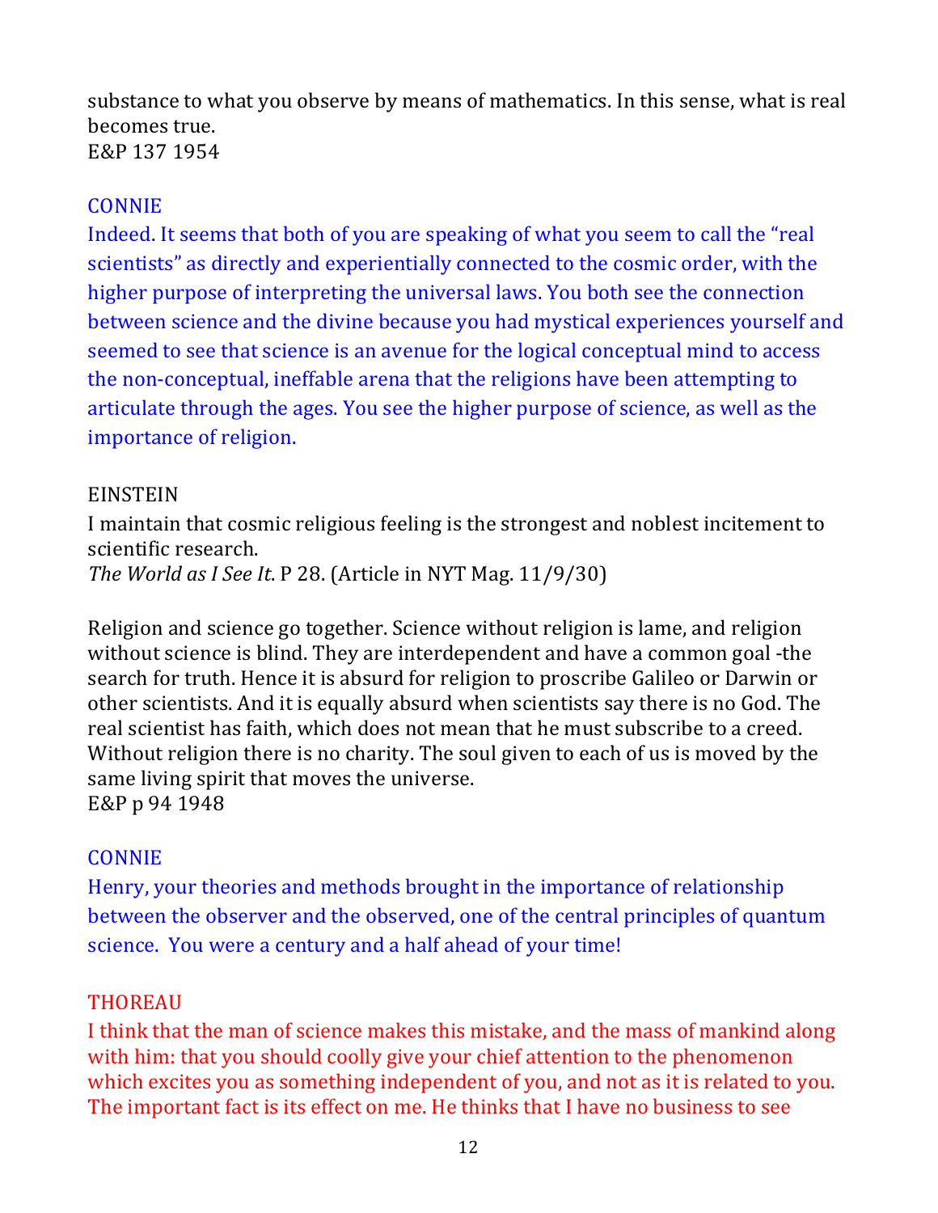substance to what you observe by means of mathematics. In this sense, what is real becomes true.
E&P 137 1954

CONNIE

Indeed. It seems that both of you are speaking of what you seem to call the "real scientists" as directly and experientially connected to the cosmic order, with the higher purpose of interpreting the universal laws. You both see the connection between science and the divine because you had mystical experiences yourself and seemed to see that science is an avenue for the logical conceptual mind to access the non-conceptual, ineffable arena that the religions have been attempting to articulate through the ages. You see the higher purpose of science, as well as the importance of religion.

EINSTEIN

I maintain that cosmic religious feeling is the strongest and noblest incitement to scientific research.
*The World as I See It*. P 28. (Article in NYT Mag. 11/9/30)

Religion and science go together. Science without religion is lame, and religion without science is blind. They are interdependent and have a common goal -the search for truth. Hence it is absurd for religion to proscribe Galileo or Darwin or other scientists. And it is equally absurd when scientists say there is no God. The real scientist has faith, which does not mean that he must subscribe to a creed. Without religion there is no charity. The soul given to each of us is moved by the same living spirit that moves the universe.
E&P p 94 1948

CONNIE

Henry, your theories and methods brought in the importance of relationship between the observer and the observed, one of the central principles of quantum science. You were a century and a half ahead of your time!

THOREAU

I think that the man of science makes this mistake, and the mass of mankind along with him: that you should coolly give your chief attention to the phenomenon which excites you as something independent of you, and not as it is related to you. The important fact is its effect on me. He thinks that I have no business to see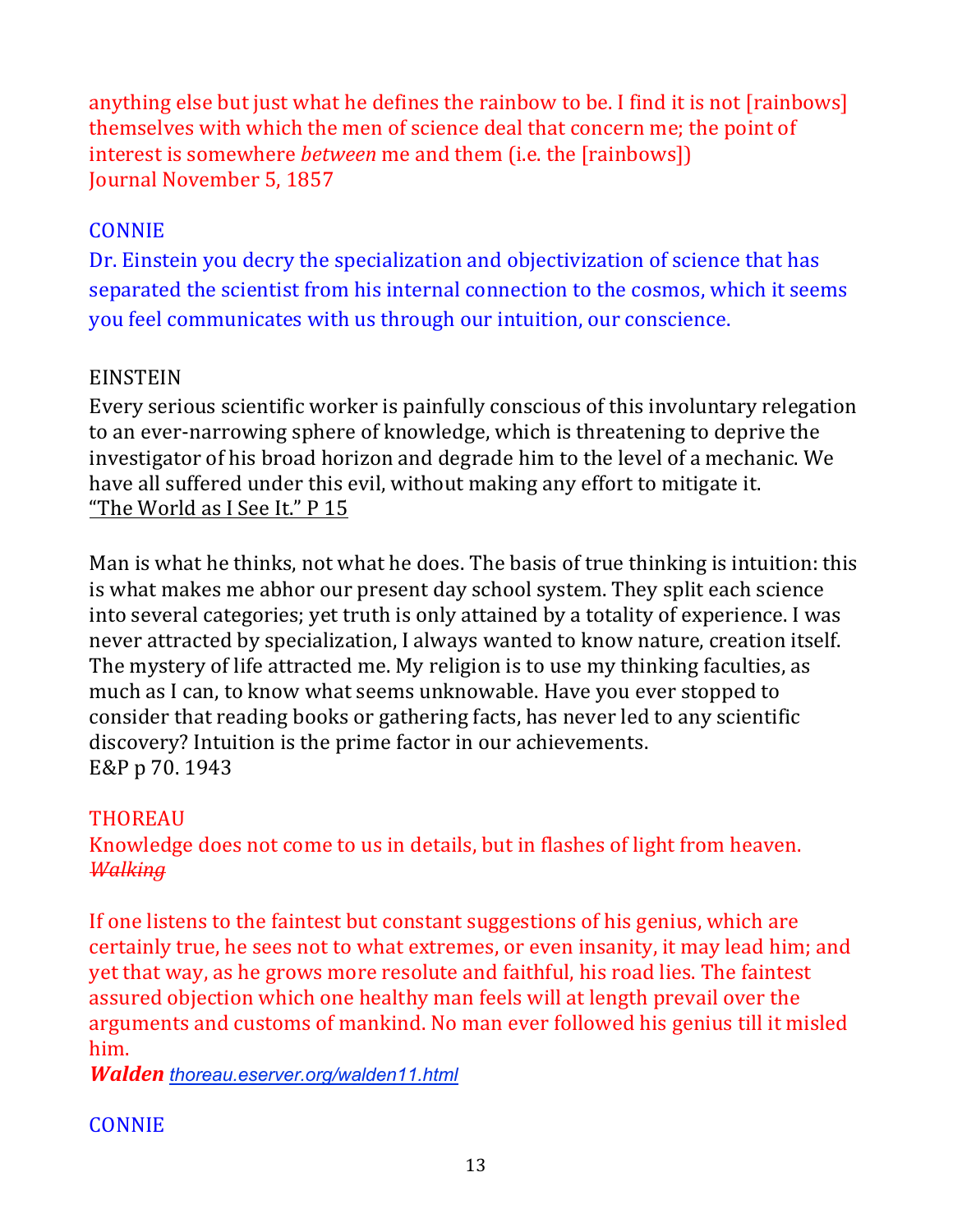anything else but just what he defines the rainbow to be. I find it is not [rainbows] themselves with which the men of science deal that concern me; the point of interest is somewhere *between* me and them (i.e. the [rainbows])
Journal November 5, 1857

CONNIE

Dr. Einstein you decry the specialization and objectivization of science that has separated the scientist from his internal connection to the cosmos, which it seems you feel communicates with us through our intuition, our conscience.

EINSTEIN

Every serious scientific worker is painfully conscious of this involuntary relegation to an ever-narrowing sphere of knowledge, which is threatening to deprive the investigator of his broad horizon and degrade him to the level of a mechanic. We have all suffered under this evil, without making any effort to mitigate it.
"The World as I See It." P 15

Man is what he thinks, not what he does. The basis of true thinking is intuition: this is what makes me abhor our present day school system. They split each science into several categories; yet truth is only attained by a totality of experience. I was never attracted by specialization, I always wanted to know nature, creation itself. The mystery of life attracted me. My religion is to use my thinking faculties, as much as I can, to know what seems unknowable. Have you ever stopped to consider that reading books or gathering facts, has never led to any scientific discovery? Intuition is the prime factor in our achievements.
E&P p 70. 1943

THOREAU

Knowledge does not come to us in details, but in flashes of light from heaven.
~~*Walking*~~

If one listens to the faintest but constant suggestions of his genius, which are certainly true, he sees not to what extremes, or even insanity, it may lead him; and yet that way, as he grows more resolute and faithful, his road lies. The faintest assured objection which one healthy man feels will at length prevail over the arguments and customs of mankind. No man ever followed his genius till it misled him.
***Walden*** *thoreau.eserver.org/walden11.html*

CONNIE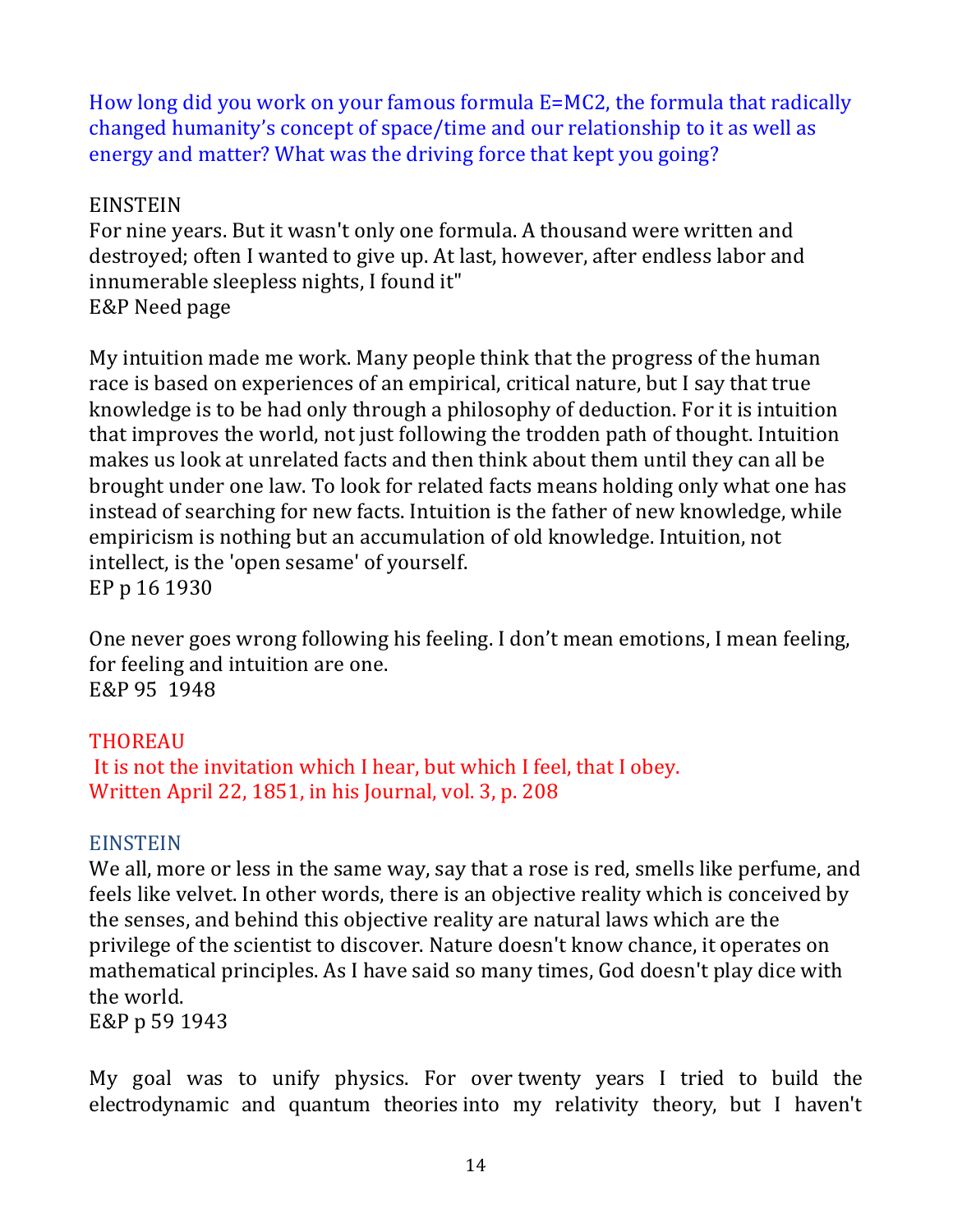How long did you work on your famous formula E=MC2, the formula that radically changed humanity's concept of space/time and our relationship to it as well as energy and matter? What was the driving force that kept you going?

EINSTEIN
For nine years. But it wasn't only one formula. A thousand were written and destroyed; often I wanted to give up. At last, however, after endless labor and innumerable sleepless nights, I found it"
E&P Need page

My intuition made me work. Many people think that the progress of the human race is based on experiences of an empirical, critical nature, but I say that true knowledge is to be had only through a philosophy of deduction. For it is intuition that improves the world, not just following the trodden path of thought. Intuition makes us look at unrelated facts and then think about them until they can all be brought under one law. To look for related facts means holding only what one has instead of searching for new facts. Intuition is the father of new knowledge, while empiricism is nothing but an accumulation of old knowledge. Intuition, not intellect, is the 'open sesame' of yourself.
EP p 16 1930

One never goes wrong following his feeling. I don't mean emotions, I mean feeling, for feeling and intuition are one.
E&P 95 1948

THOREAU
It is not the invitation which I hear, but which I feel, that I obey.
Written April 22, 1851, in his Journal, vol. 3, p. 208

EINSTEIN
We all, more or less in the same way, say that a rose is red, smells like perfume, and feels like velvet. In other words, there is an objective reality which is conceived by the senses, and behind this objective reality are natural laws which are the privilege of the scientist to discover. Nature doesn't know chance, it operates on mathematical principles. As I have said so many times, God doesn't play dice with the world.
E&P p 59 1943

My goal was to unify physics. For over twenty years I tried to build the electrodynamic and quantum theories into my relativity theory, but I haven't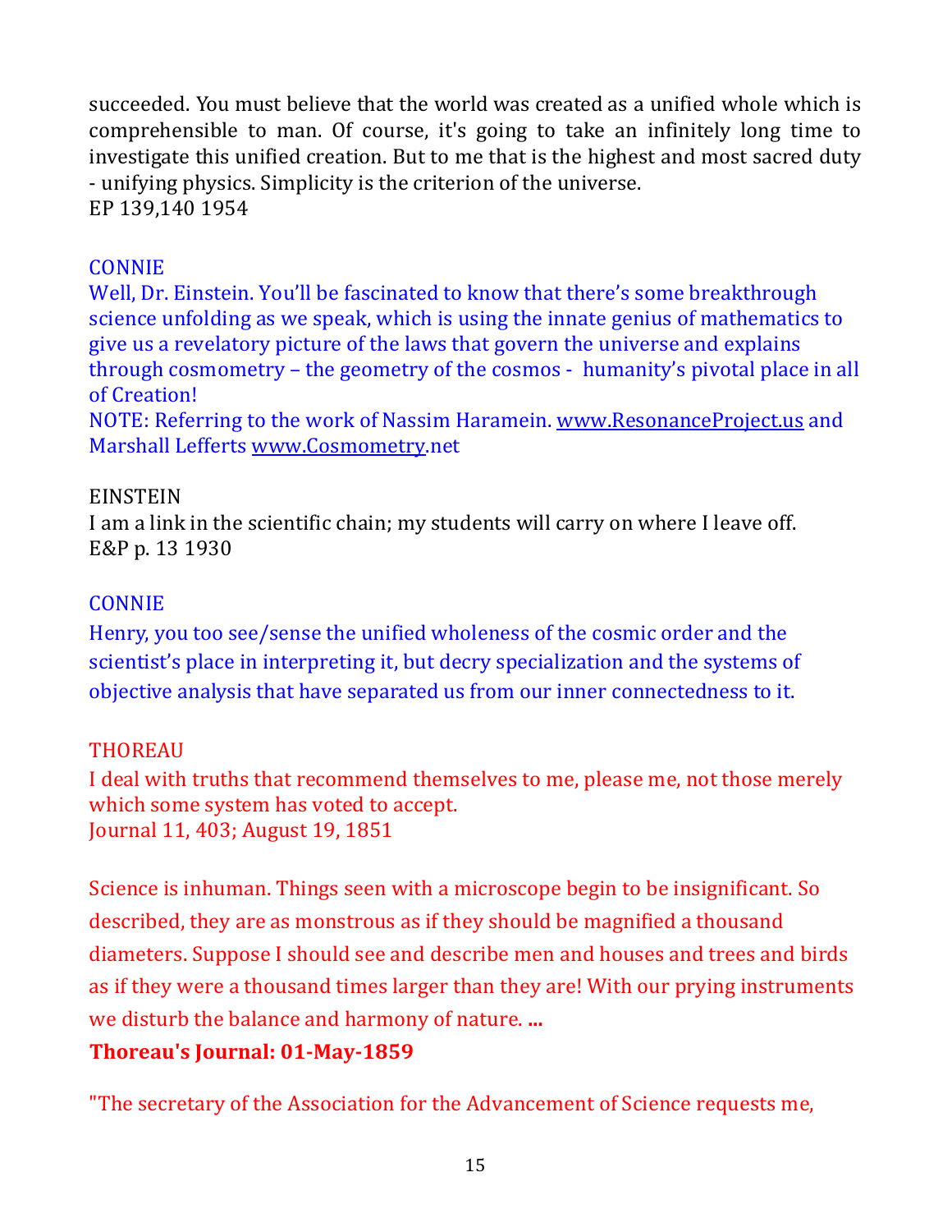succeeded. You must believe that the world was created as a unified whole which is comprehensible to man. Of course, it's going to take an infinitely long time to investigate this unified creation. But to me that is the highest and most sacred duty - unifying physics. Simplicity is the criterion of the universe.
EP 139,140 1954

CONNIE
Well, Dr. Einstein. You'll be fascinated to know that there's some breakthrough science unfolding as we speak, which is using the innate genius of mathematics to give us a revelatory picture of the laws that govern the universe and explains through cosmometry – the geometry of the cosmos - humanity's pivotal place in all of Creation!
NOTE: Referring to the work of Nassim Haramein. www.ResonanceProject.us and Marshall Lefferts www.Cosmometry.net

EINSTEIN
I am a link in the scientific chain; my students will carry on where I leave off.
E&P p. 13 1930

CONNIE
Henry, you too see/sense the unified wholeness of the cosmic order and the scientist's place in interpreting it, but decry specialization and the systems of objective analysis that have separated us from our inner connectedness to it.

THOREAU
I deal with truths that recommend themselves to me, please me, not those merely which some system has voted to accept.
Journal 11, 403; August 19, 1851

Science is inhuman. Things seen with a microscope begin to be insignificant. So described, they are as monstrous as if they should be magnified a thousand diameters. Suppose I should see and describe men and houses and trees and birds as if they were a thousand times larger than they are! With our prying instruments we disturb the balance and harmony of nature. **...**

**Thoreau's Journal: 01-May-1859**

"The secretary of the Association for the Advancement of Science requests me,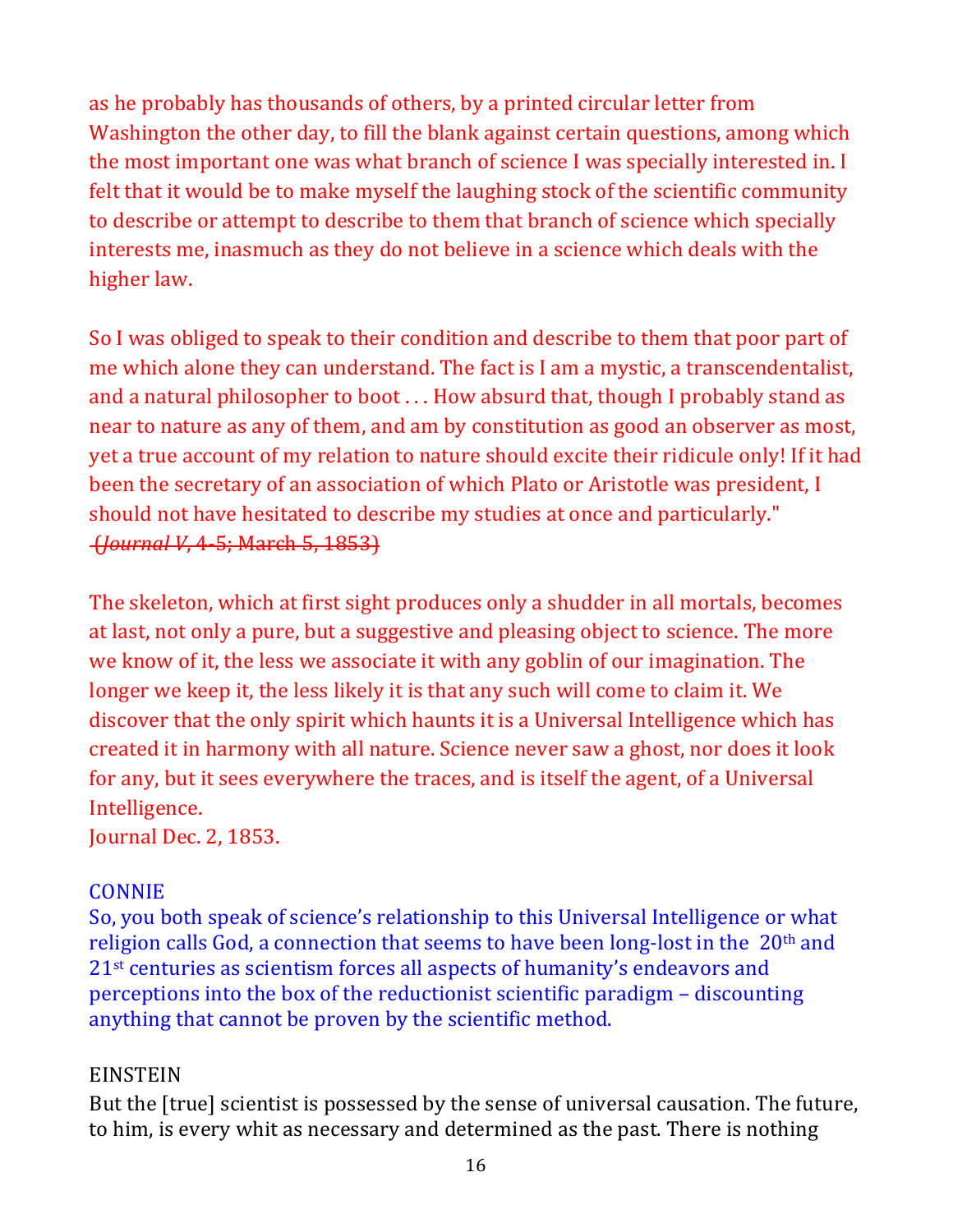as he probably has thousands of others, by a printed circular letter from Washington the other day, to fill the blank against certain questions, among which the most important one was what branch of science I was specially interested in. I felt that it would be to make myself the laughing stock of the scientific community to describe or attempt to describe to them that branch of science which specially interests me, inasmuch as they do not believe in a science which deals with the higher law.

So I was obliged to speak to their condition and describe to them that poor part of me which alone they can understand. The fact is I am a mystic, a transcendentalist, and a natural philosopher to boot . . . How absurd that, though I probably stand as near to nature as any of them, and am by constitution as good an observer as most, yet a true account of my relation to nature should excite their ridicule only! If it had been the secretary of an association of which Plato or Aristotle was president, I should not have hesitated to describe my studies at once and particularly."
~~(*Journal V*, 4-5; March 5, 1853)~~

The skeleton, which at first sight produces only a shudder in all mortals, becomes at last, not only a pure, but a suggestive and pleasing object to science. The more we know of it, the less we associate it with any goblin of our imagination. The longer we keep it, the less likely it is that any such will come to claim it. We discover that the only spirit which haunts it is a Universal Intelligence which has created it in harmony with all nature. Science never saw a ghost, nor does it look for any, but it sees everywhere the traces, and is itself the agent, of a Universal Intelligence.
Journal Dec. 2, 1853.

CONNIE
So, you both speak of science's relationship to this Universal Intelligence or what religion calls God, a connection that seems to have been long-lost in the 20th and 21st centuries as scientism forces all aspects of humanity's endeavors and perceptions into the box of the reductionist scientific paradigm – discounting anything that cannot be proven by the scientific method.

EINSTEIN
But the [true] scientist is possessed by the sense of universal causation. The future, to him, is every whit as necessary and determined as the past. There is nothing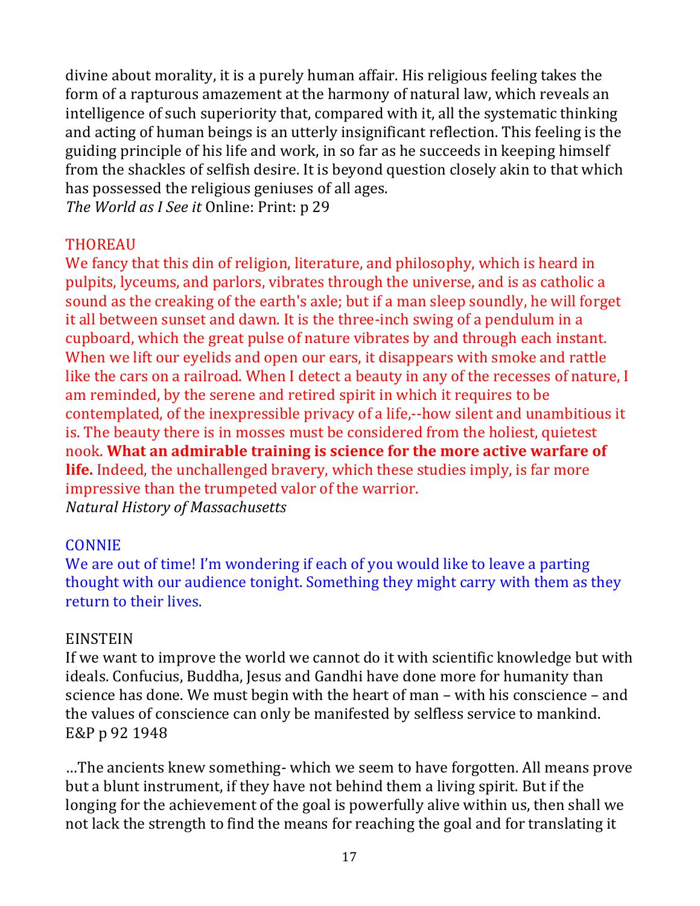divine about morality, it is a purely human affair. His religious feeling takes the form of a rapturous amazement at the harmony of natural law, which reveals an intelligence of such superiority that, compared with it, all the systematic thinking and acting of human beings is an utterly insignificant reflection. This feeling is the guiding principle of his life and work, in so far as he succeeds in keeping himself from the shackles of selfish desire. It is beyond question closely akin to that which has possessed the religious geniuses of all ages.
*The World as I See it* Online: Print: p 29

THOREAU
We fancy that this din of religion, literature, and philosophy, which is heard in pulpits, lyceums, and parlors, vibrates through the universe, and is as catholic a sound as the creaking of the earth's axle; but if a man sleep soundly, he will forget it all between sunset and dawn. It is the three-inch swing of a pendulum in a cupboard, which the great pulse of nature vibrates by and through each instant. When we lift our eyelids and open our ears, it disappears with smoke and rattle like the cars on a railroad. When I detect a beauty in any of the recesses of nature, I am reminded, by the serene and retired spirit in which it requires to be contemplated, of the inexpressible privacy of a life,--how silent and unambitious it is. The beauty there is in mosses must be considered from the holiest, quietest nook. **What an admirable training is science for the more active warfare of life.** Indeed, the unchallenged bravery, which these studies imply, is far more impressive than the trumpeted valor of the warrior.
*Natural History of Massachusetts*

CONNIE
We are out of time! I'm wondering if each of you would like to leave a parting thought with our audience tonight. Something they might carry with them as they return to their lives.

EINSTEIN
If we want to improve the world we cannot do it with scientific knowledge but with ideals. Confucius, Buddha, Jesus and Gandhi have done more for humanity than science has done. We must begin with the heart of man – with his conscience – and the values of conscience can only be manifested by selfless service to mankind.
E&P p 92 1948

…The ancients knew something- which we seem to have forgotten. All means prove but a blunt instrument, if they have not behind them a living spirit. But if the longing for the achievement of the goal is powerfully alive within us, then shall we not lack the strength to find the means for reaching the goal and for translating it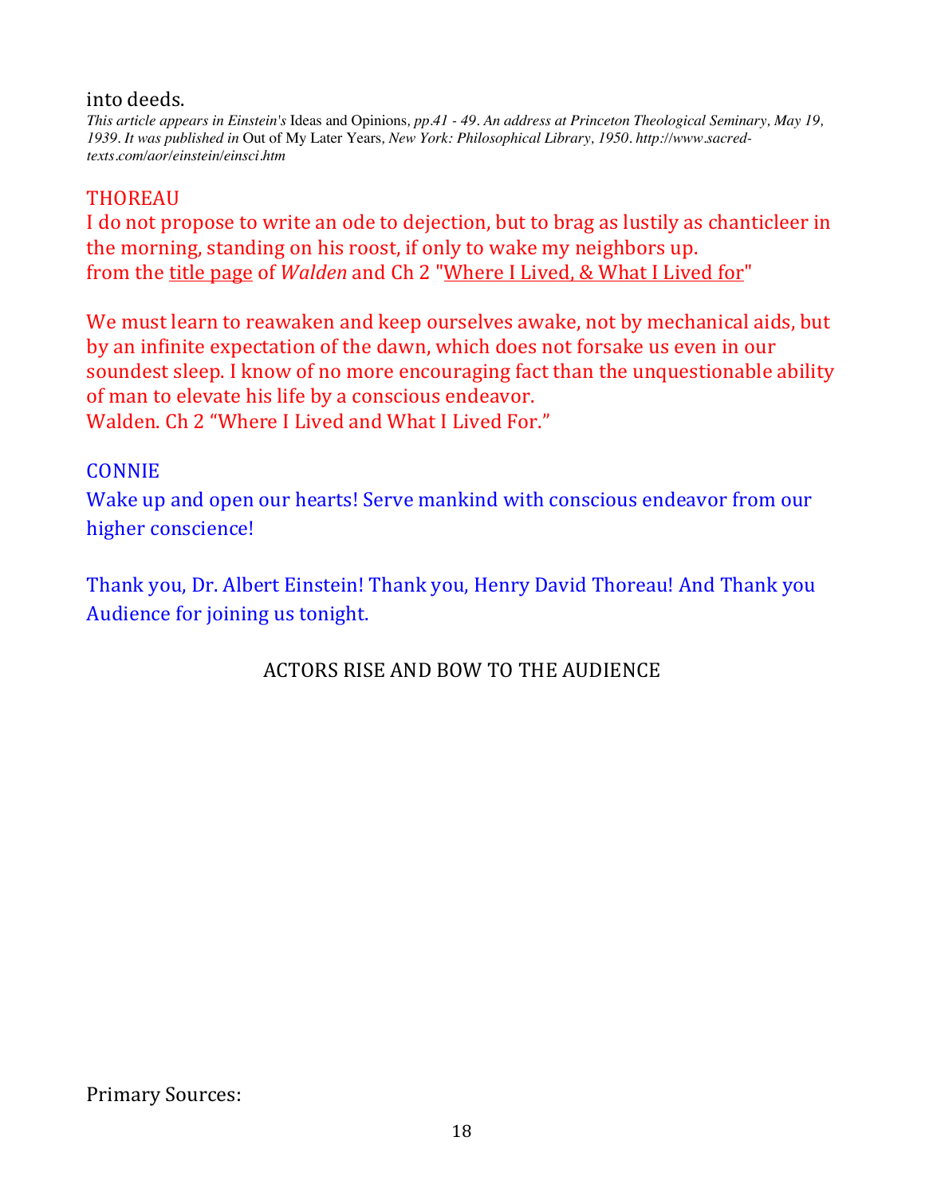into deeds.

*This article appears in Einstein's* Ideas and Opinions*, pp.41 - 49. An address at Princeton Theological Seminary, May 19, 1939. It was published in* Out of My Later Years*, New York: Philosophical Library, 1950. http://www.sacred-texts.com/aor/einstein/einsci.htm*

THOREAU

I do not propose to write an ode to dejection, but to brag as lustily as chanticleer in the morning, standing on his roost, if only to wake my neighbors up.
from the title page of *Walden* and Ch 2 "Where I Lived, & What I Lived for"

We must learn to reawaken and keep ourselves awake, not by mechanical aids, but by an infinite expectation of the dawn, which does not forsake us even in our soundest sleep. I know of no more encouraging fact than the unquestionable ability of man to elevate his life by a conscious endeavor.
Walden. Ch 2 "Where I Lived and What I Lived For."

CONNIE

Wake up and open our hearts! Serve mankind with conscious endeavor from our higher conscience!

Thank you, Dr. Albert Einstein! Thank you, Henry David Thoreau! And Thank you Audience for joining us tonight.

ACTORS RISE AND BOW TO THE AUDIENCE

Primary Sources: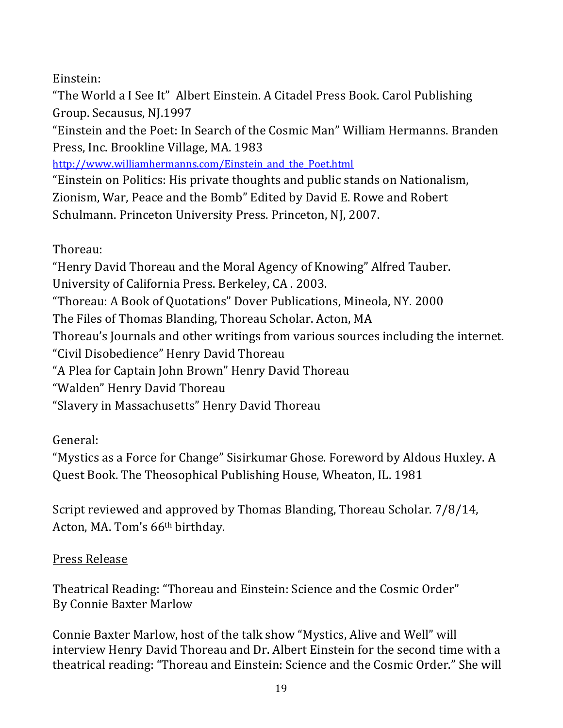Einstein:

"The World a I See It"  Albert Einstein. A Citadel Press Book. Carol Publishing Group. Secausus, NJ.1997

"Einstein and the Poet: In Search of the Cosmic Man" William Hermanns. Branden Press, Inc. Brookline Village, MA. 1983

http://www.williamhermanns.com/Einstein_and_the_Poet.html

"Einstein on Politics: His private thoughts and public stands on Nationalism, Zionism, War, Peace and the Bomb" Edited by David E. Rowe and Robert Schulmann. Princeton University Press. Princeton, NJ, 2007.

Thoreau:

"Henry David Thoreau and the Moral Agency of Knowing" Alfred Tauber. University of California Press. Berkeley, CA . 2003.

"Thoreau: A Book of Quotations" Dover Publications, Mineola, NY. 2000

The Files of Thomas Blanding, Thoreau Scholar. Acton, MA

Thoreau's Journals and other writings from various sources including the internet.

"Civil Disobedience" Henry David Thoreau

"A Plea for Captain John Brown" Henry David Thoreau

"Walden" Henry David Thoreau

"Slavery in Massachusetts" Henry David Thoreau

General:

"Mystics as a Force for Change" Sisirkumar Ghose. Foreword by Aldous Huxley. A Quest Book. The Theosophical Publishing House, Wheaton, IL. 1981

Script reviewed and approved by Thomas Blanding, Thoreau Scholar. 7/8/14, Acton, MA. Tom's 66th birthday.

<u>Press Release</u>

Theatrical Reading: "Thoreau and Einstein: Science and the Cosmic Order"
By Connie Baxter Marlow

Connie Baxter Marlow, host of the talk show "Mystics, Alive and Well" will interview Henry David Thoreau and Dr. Albert Einstein for the second time with a theatrical reading: "Thoreau and Einstein: Science and the Cosmic Order." She will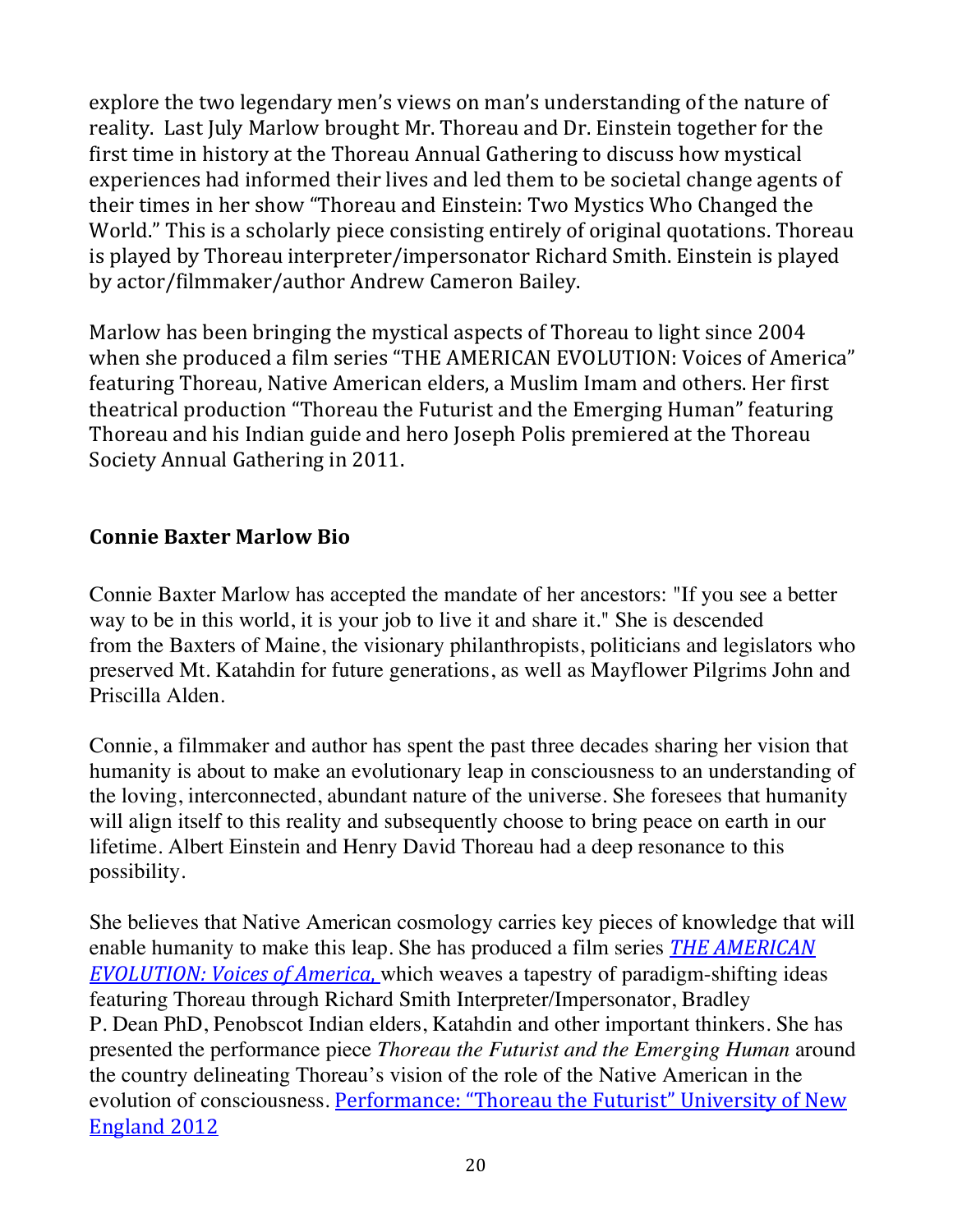explore the two legendary men's views on man's understanding of the nature of reality. Last July Marlow brought Mr. Thoreau and Dr. Einstein together for the first time in history at the Thoreau Annual Gathering to discuss how mystical experiences had informed their lives and led them to be societal change agents of their times in her show "Thoreau and Einstein: Two Mystics Who Changed the World." This is a scholarly piece consisting entirely of original quotations. Thoreau is played by Thoreau interpreter/impersonator Richard Smith. Einstein is played by actor/filmmaker/author Andrew Cameron Bailey.

Marlow has been bringing the mystical aspects of Thoreau to light since 2004 when she produced a film series "THE AMERICAN EVOLUTION: Voices of America" featuring Thoreau, Native American elders, a Muslim Imam and others. Her first theatrical production "Thoreau the Futurist and the Emerging Human" featuring Thoreau and his Indian guide and hero Joseph Polis premiered at the Thoreau Society Annual Gathering in 2011.

## Connie Baxter Marlow Bio

Connie Baxter Marlow has accepted the mandate of her ancestors: "If you see a better way to be in this world, it is your job to live it and share it." She is descended from the Baxters of Maine, the visionary philanthropists, politicians and legislators who preserved Mt. Katahdin for future generations, as well as Mayflower Pilgrims John and Priscilla Alden.

Connie, a filmmaker and author has spent the past three decades sharing her vision that humanity is about to make an evolutionary leap in consciousness to an understanding of the loving, interconnected, abundant nature of the universe. She foresees that humanity will align itself to this reality and subsequently choose to bring peace on earth in our lifetime. Albert Einstein and Henry David Thoreau had a deep resonance to this possibility.

She believes that Native American cosmology carries key pieces of knowledge that will enable humanity to make this leap. She has produced a film series *THE AMERICAN EVOLUTION: Voices of America,* which weaves a tapestry of paradigm-shifting ideas featuring Thoreau through Richard Smith Interpreter/Impersonator, Bradley P. Dean PhD, Penobscot Indian elders, Katahdin and other important thinkers. She has presented the performance piece *Thoreau the Futurist and the Emerging Human* around the country delineating Thoreau's vision of the role of the Native American in the evolution of consciousness. Performance: "Thoreau the Futurist" University of New England 2012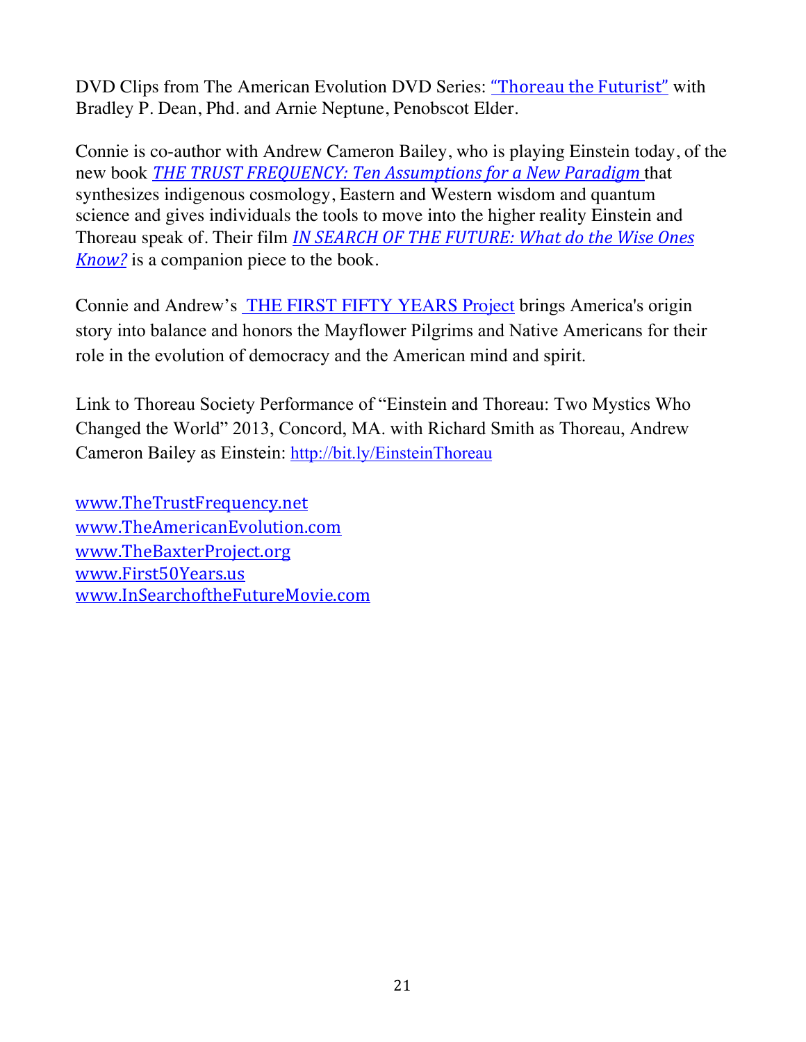DVD Clips from The American Evolution DVD Series: "Thoreau the Futurist" with Bradley P. Dean, Phd. and Arnie Neptune, Penobscot Elder.

Connie is co-author with Andrew Cameron Bailey, who is playing Einstein today, of the new book *THE TRUST FREQUENCY: Ten Assumptions for a New Paradigm* that synthesizes indigenous cosmology, Eastern and Western wisdom and quantum science and gives individuals the tools to move into the higher reality Einstein and Thoreau speak of. Their film *IN SEARCH OF THE FUTURE: What do the Wise Ones Know?* is a companion piece to the book.

Connie and Andrew's THE FIRST FIFTY YEARS Project brings America's origin story into balance and honors the Mayflower Pilgrims and Native Americans for their role in the evolution of democracy and the American mind and spirit.

Link to Thoreau Society Performance of "Einstein and Thoreau: Two Mystics Who Changed the World" 2013, Concord, MA. with Richard Smith as Thoreau, Andrew Cameron Bailey as Einstein: http://bit.ly/EinsteinThoreau

www.TheTrustFrequency.net
www.TheAmericanEvolution.com
www.TheBaxterProject.org
www.First50Years.us
www.InSearchoftheFutureMovie.com